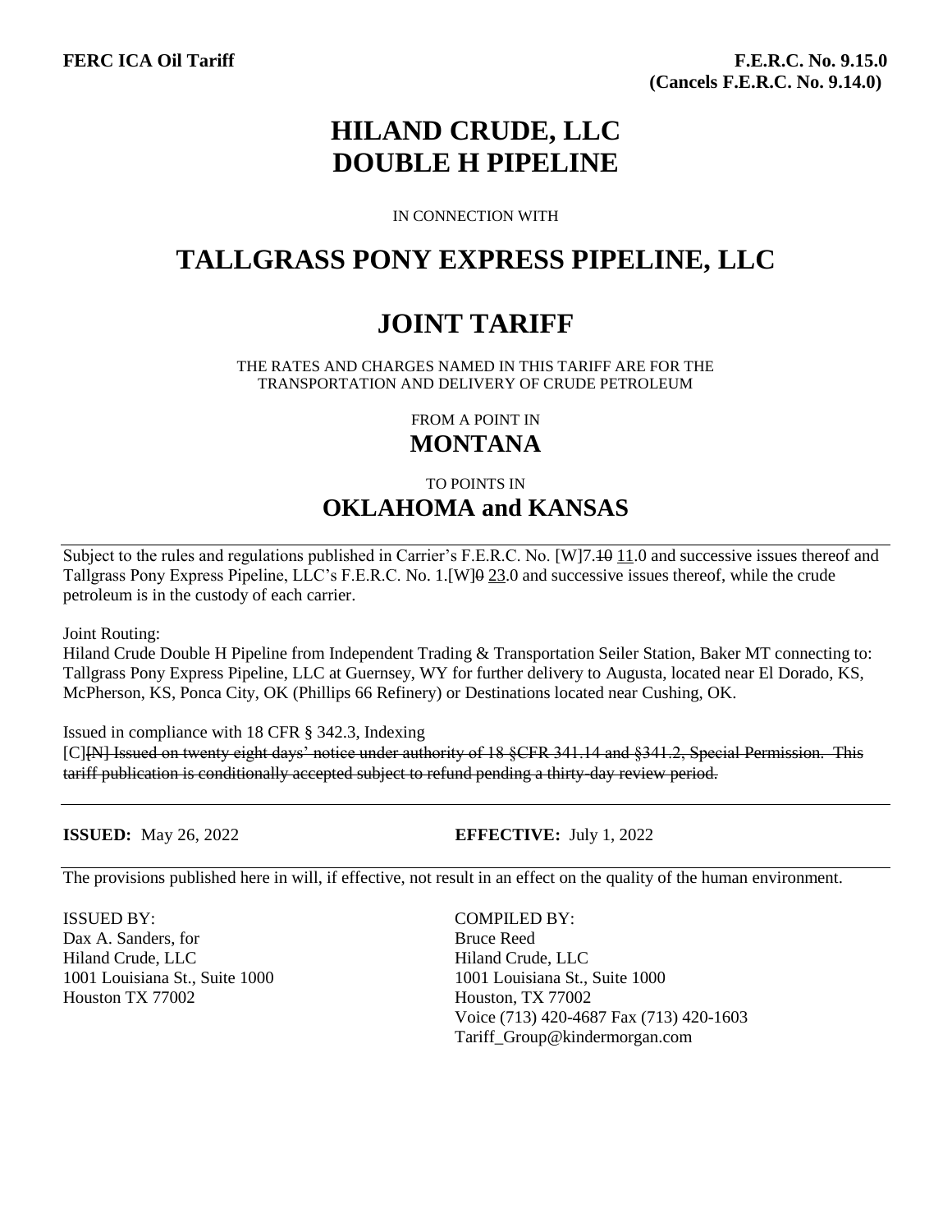**FERC ICA Oil Tariff**

**F.E.R.C. No. 9.15.0**
**(Cancels F.E.R.C. No. 9.14.0)**

# HILAND CRUDE, LLC
# DOUBLE H PIPELINE

IN CONNECTION WITH

# TALLGRASS PONY EXPRESS PIPELINE, LLC

# JOINT TARIFF

THE RATES AND CHARGES NAMED IN THIS TARIFF ARE FOR THE TRANSPORTATION AND DELIVERY OF CRUDE PETROLEUM

FROM A POINT IN

## MONTANA

TO POINTS IN

## OKLAHOMA and KANSAS

Subject to the rules and regulations published in Carrier's F.E.R.C. No. [W]7.~~10~~ 11.0 and successive issues thereof and Tallgrass Pony Express Pipeline, LLC's F.E.R.C. No. 1.[W]~~0~~ 23.0 and successive issues thereof, while the crude petroleum is in the custody of each carrier.

Joint Routing:
Hiland Crude Double H Pipeline from Independent Trading & Transportation Seiler Station, Baker MT connecting to: Tallgrass Pony Express Pipeline, LLC at Guernsey, WY for further delivery to Augusta, located near El Dorado, KS, McPherson, KS, Ponca City, OK (Phillips 66 Refinery) or Destinations located near Cushing, OK.

Issued in compliance with 18 CFR § 342.3, Indexing
[C]~~[N] Issued on twenty eight days' notice under authority of 18 §CFR 341.14 and §341.2, Special Permission. This tariff publication is conditionally accepted subject to refund pending a thirty-day review period.~~

**ISSUED:** May 26, 2022 **EFFECTIVE:** July 1, 2022

The provisions published here in will, if effective, not result in an effect on the quality of the human environment.

ISSUED BY:
Dax A. Sanders, for
Hiland Crude, LLC
1001 Louisiana St., Suite 1000
Houston TX 77002

COMPILED BY:
Bruce Reed
Hiland Crude, LLC
1001 Louisiana St., Suite 1000
Houston, TX 77002
Voice (713) 420-4687 Fax (713) 420-1603
Tariff_Group@kindermorgan.com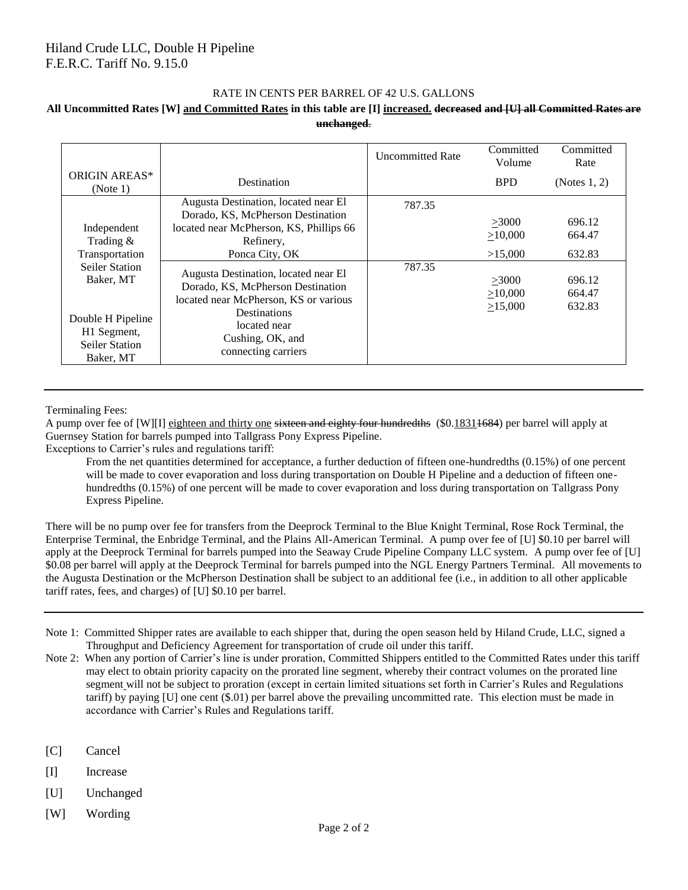Hiland Crude LLC, Double H Pipeline
F.E.R.C. Tariff No. 9.15.0

RATE IN CENTS PER BARREL OF 42 U.S. GALLONS

**All Uncommitted Rates [W] and Committed Rates in this table are [I] increased. ~~decreased and [U] all Committed Rates are unchanged~~.**

| ORIGIN AREAS* (Note 1) | Destination | Uncommitted Rate | Committed Volume BPD | Committed Rate (Notes 1, 2) |
|---|---|---|---|---|
| Independent Trading & Transportation Seiler Station Baker, MT | Augusta Destination, located near El Dorado, KS, McPherson Destination located near McPherson, KS, Phillips 66 Refinery, Ponca City, OK | 787.35 | ≥3000 | 696.12 |
| | | | ≥10,000 | 664.47 |
| | | | >15,000 | 632.83 |
| Double H Pipeline H1 Segment, Seiler Station Baker, MT | Augusta Destination, located near El Dorado, KS, McPherson Destination located near McPherson, KS or various Destinations located near Cushing, OK, and connecting carriers | 787.35 | ≥3000 | 696.12 |
| | | | ≥10,000 | 664.47 |
| | | | ≥15,000 | 632.83 |

Terminaling Fees:

A pump over fee of [W][I] eighteen and thirty one ~~sixteen and eighty four hundredths~~ ($0.1831~~1684~~) per barrel will apply at Guernsey Station for barrels pumped into Tallgrass Pony Express Pipeline.

Exceptions to Carrier's rules and regulations tariff:

From the net quantities determined for acceptance, a further deduction of fifteen one-hundredths (0.15%) of one percent will be made to cover evaporation and loss during transportation on Double H Pipeline and a deduction of fifteen one-hundredths (0.15%) of one percent will be made to cover evaporation and loss during transportation on Tallgrass Pony Express Pipeline.

There will be no pump over fee for transfers from the Deeprock Terminal to the Blue Knight Terminal, Rose Rock Terminal, the Enterprise Terminal, the Enbridge Terminal, and the Plains All-American Terminal. A pump over fee of [U] $0.10 per barrel will apply at the Deeprock Terminal for barrels pumped into the Seaway Crude Pipeline Company LLC system. A pump over fee of [U] $0.08 per barrel will apply at the Deeprock Terminal for barrels pumped into the NGL Energy Partners Terminal. All movements to the Augusta Destination or the McPherson Destination shall be subject to an additional fee (i.e., in addition to all other applicable tariff rates, fees, and charges) of [U] $0.10 per barrel.

Note 1: Committed Shipper rates are available to each shipper that, during the open season held by Hiland Crude, LLC, signed a Throughput and Deficiency Agreement for transportation of crude oil under this tariff.

Note 2: When any portion of Carrier's line is under proration, Committed Shippers entitled to the Committed Rates under this tariff may elect to obtain priority capacity on the prorated line segment, whereby their contract volumes on the prorated line segment will not be subject to proration (except in certain limited situations set forth in Carrier's Rules and Regulations tariff) by paying [U] one cent ($.01) per barrel above the prevailing uncommitted rate. This election must be made in accordance with Carrier's Rules and Regulations tariff.

[C] Cancel

[I] Increase

[U] Unchanged

[W] Wording